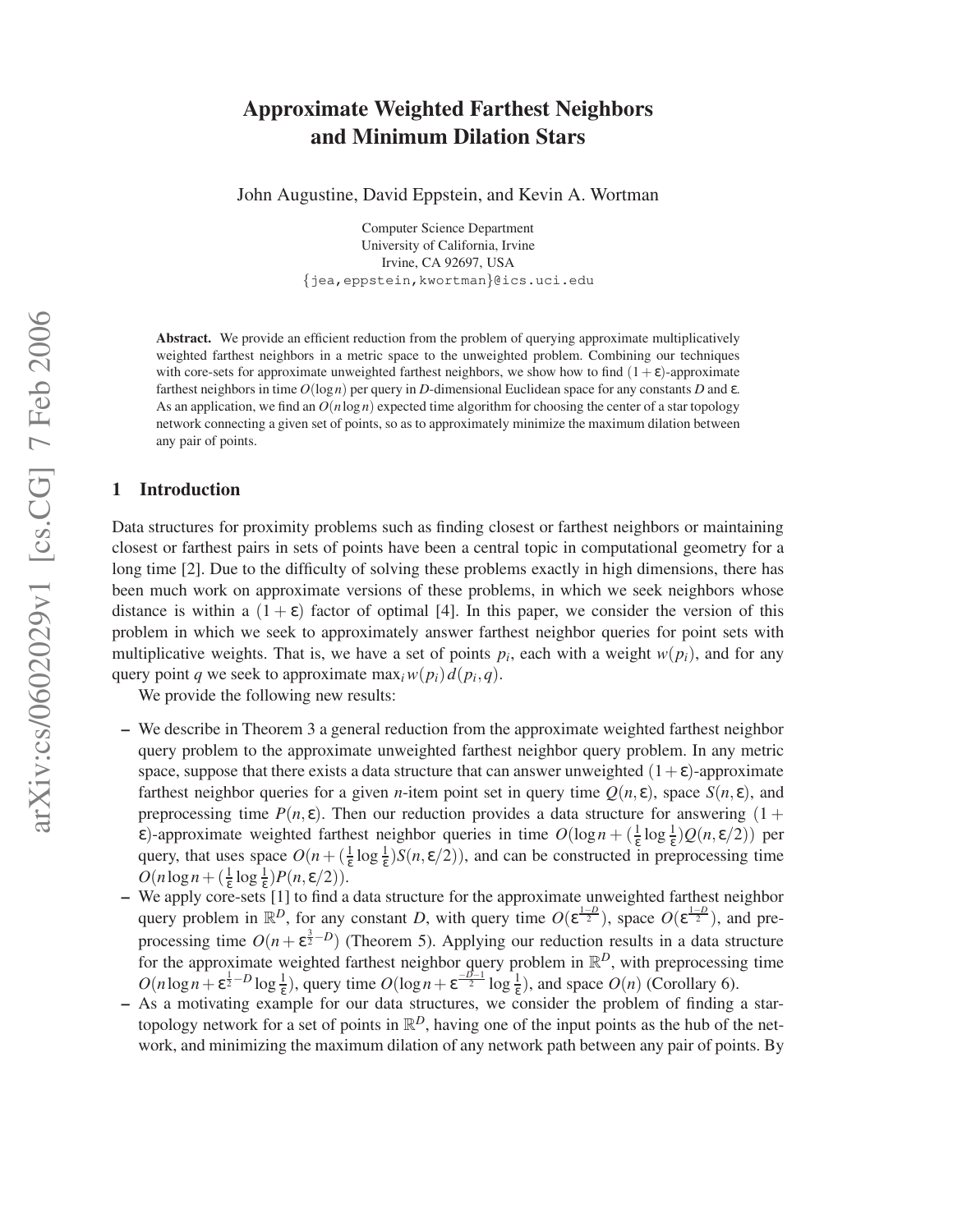# Approximate Weighted Farthest Neighbors and Minimum Dilation Stars

John Augustine, David Eppstein, and Kevin A. Wortman

Computer Science Department
University of California, Irvine
Irvine, CA 92697, USA
{jea,eppstein,kwortman}@ics.uci.edu

**Abstract.** We provide an efficient reduction from the problem of querying approximate multiplicatively weighted farthest neighbors in a metric space to the unweighted problem. Combining our techniques with core-sets for approximate unweighted farthest neighbors, we show how to find $(1+\varepsilon)$-approximate farthest neighbors in time $O(\log n)$ per query in $D$-dimensional Euclidean space for any constants $D$ and $\varepsilon$. As an application, we find an $O(n\log n)$ expected time algorithm for choosing the center of a star topology network connecting a given set of points, so as to approximately minimize the maximum dilation between any pair of points.

## 1 Introduction

Data structures for proximity problems such as finding closest or farthest neighbors or maintaining closest or farthest pairs in sets of points have been a central topic in computational geometry for a long time [2]. Due to the difficulty of solving these problems exactly in high dimensions, there has been much work on approximate versions of these problems, in which we seek neighbors whose distance is within a $(1+\varepsilon)$ factor of optimal [4]. In this paper, we consider the version of this problem in which we seek to approximately answer farthest neighbor queries for point sets with multiplicative weights. That is, we have a set of points $p_i$, each with a weight $w(p_i)$, and for any query point $q$ we seek to approximate $\max_i w(p_i)\, d(p_i, q)$.

We provide the following new results:

- We describe in Theorem 3 a general reduction from the approximate weighted farthest neighbor query problem to the approximate unweighted farthest neighbor query problem. In any metric space, suppose that there exists a data structure that can answer unweighted $(1+\varepsilon)$-approximate farthest neighbor queries for a given $n$-item point set in query time $Q(n,\varepsilon)$, space $S(n,\varepsilon)$, and preprocessing time $P(n,\varepsilon)$. Then our reduction provides a data structure for answering $(1+\varepsilon)$-approximate weighted farthest neighbor queries in time $O(\log n + (\frac{1}{\varepsilon}\log\frac{1}{\varepsilon})Q(n,\varepsilon/2))$ per query, that uses space $O(n + (\frac{1}{\varepsilon}\log\frac{1}{\varepsilon})S(n,\varepsilon/2))$, and can be constructed in preprocessing time $O(n\log n + (\frac{1}{\varepsilon}\log\frac{1}{\varepsilon})P(n,\varepsilon/2))$.
- We apply core-sets [1] to find a data structure for the approximate unweighted farthest neighbor query problem in $\mathbb{R}^D$, for any constant $D$, with query time $O(\varepsilon^{\frac{1-D}{2}})$, space $O(\varepsilon^{\frac{1-D}{2}})$, and preprocessing time $O(n+\varepsilon^{\frac{3}{2}-D})$ (Theorem 5). Applying our reduction results in a data structure for the approximate weighted farthest neighbor query problem in $\mathbb{R}^D$, with preprocessing time $O(n\log n + \varepsilon^{\frac{1}{2}-D}\log\frac{1}{\varepsilon})$, query time $O(\log n + \varepsilon^{\frac{-D-1}{2}}\log\frac{1}{\varepsilon})$, and space $O(n)$ (Corollary 6).
- As a motivating example for our data structures, we consider the problem of finding a star-topology network for a set of points in $\mathbb{R}^D$, having one of the input points as the hub of the network, and minimizing the maximum dilation of any network path between any pair of points. By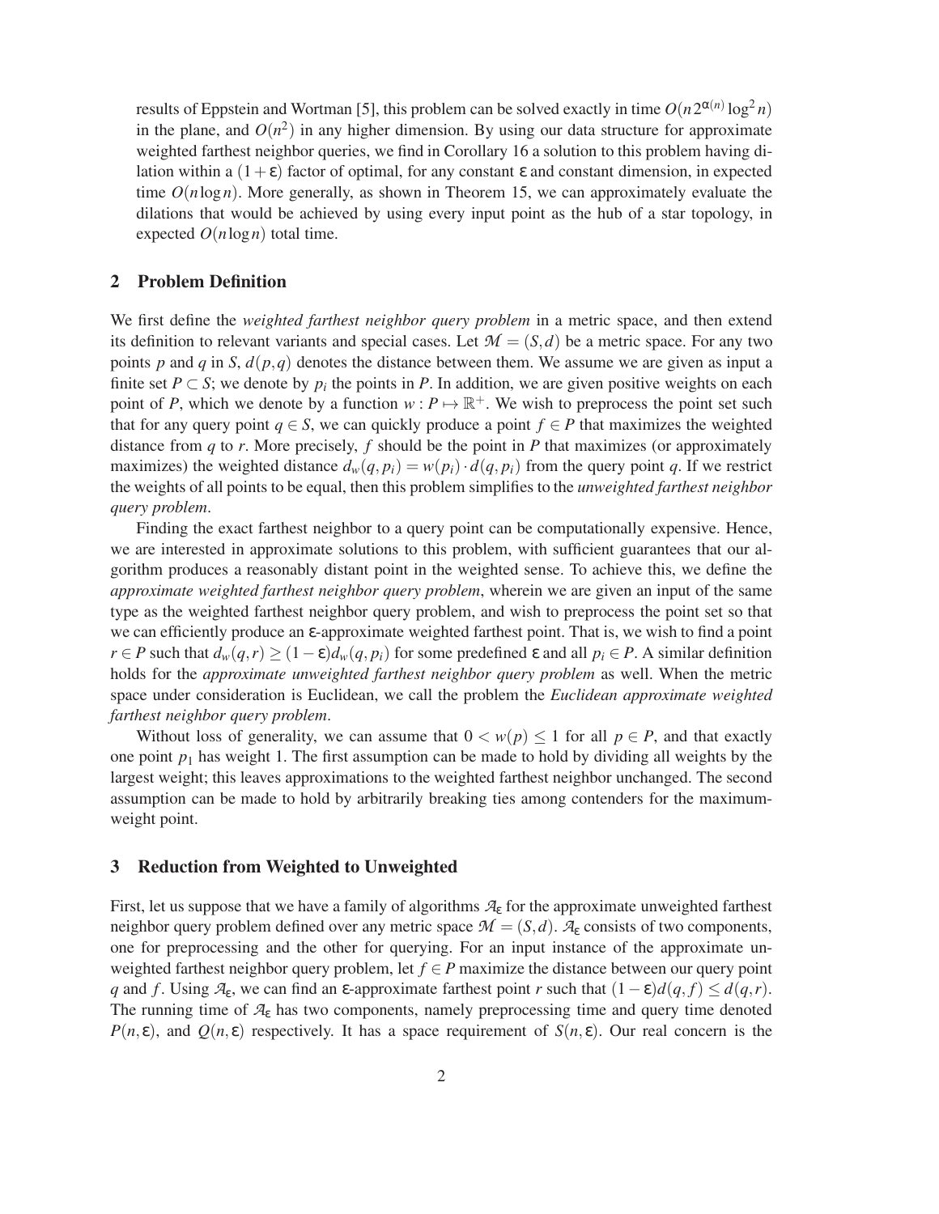results of Eppstein and Wortman [5], this problem can be solved exactly in time $O(n 2^{\alpha(n)} \log^2 n)$ in the plane, and $O(n^2)$ in any higher dimension. By using our data structure for approximate weighted farthest neighbor queries, we find in Corollary 16 a solution to this problem having dilation within a $(1+\varepsilon)$ factor of optimal, for any constant $\varepsilon$ and constant dimension, in expected time $O(n \log n)$. More generally, as shown in Theorem 15, we can approximately evaluate the dilations that would be achieved by using every input point as the hub of a star topology, in expected $O(n \log n)$ total time.

## 2 Problem Definition

We first define the *weighted farthest neighbor query problem* in a metric space, and then extend its definition to relevant variants and special cases. Let $\mathcal{M} = (S,d)$ be a metric space. For any two points $p$ and $q$ in $S$, $d(p,q)$ denotes the distance between them. We assume we are given as input a finite set $P \subset S$; we denote by $p_i$ the points in $P$. In addition, we are given positive weights on each point of $P$, which we denote by a function $w : P \mapsto \mathbb{R}^+$. We wish to preprocess the point set such that for any query point $q \in S$, we can quickly produce a point $f \in P$ that maximizes the weighted distance from $q$ to $r$. More precisely, $f$ should be the point in $P$ that maximizes (or approximately maximizes) the weighted distance $d_w(q, p_i) = w(p_i) \cdot d(q, p_i)$ from the query point $q$. If we restrict the weights of all points to be equal, then this problem simplifies to the *unweighted farthest neighbor query problem*.

Finding the exact farthest neighbor to a query point can be computationally expensive. Hence, we are interested in approximate solutions to this problem, with sufficient guarantees that our algorithm produces a reasonably distant point in the weighted sense. To achieve this, we define the *approximate weighted farthest neighbor query problem*, wherein we are given an input of the same type as the weighted farthest neighbor query problem, and wish to preprocess the point set so that we can efficiently produce an $\varepsilon$-approximate weighted farthest point. That is, we wish to find a point $r \in P$ such that $d_w(q,r) \geq (1-\varepsilon) d_w(q, p_i)$ for some predefined $\varepsilon$ and all $p_i \in P$. A similar definition holds for the *approximate unweighted farthest neighbor query problem* as well. When the metric space under consideration is Euclidean, we call the problem the *Euclidean approximate weighted farthest neighbor query problem*.

Without loss of generality, we can assume that $0 < w(p) \leq 1$ for all $p \in P$, and that exactly one point $p_1$ has weight 1. The first assumption can be made to hold by dividing all weights by the largest weight; this leaves approximations to the weighted farthest neighbor unchanged. The second assumption can be made to hold by arbitrarily breaking ties among contenders for the maximum-weight point.

## 3 Reduction from Weighted to Unweighted

First, let us suppose that we have a family of algorithms $\mathcal{A}_\varepsilon$ for the approximate unweighted farthest neighbor query problem defined over any metric space $\mathcal{M} = (S,d)$. $\mathcal{A}_\varepsilon$ consists of two components, one for preprocessing and the other for querying. For an input instance of the approximate unweighted farthest neighbor query problem, let $f \in P$ maximize the distance between our query point $q$ and $f$. Using $\mathcal{A}_\varepsilon$, we can find an $\varepsilon$-approximate farthest point $r$ such that $(1-\varepsilon) d(q, f) \leq d(q,r)$. The running time of $\mathcal{A}_\varepsilon$ has two components, namely preprocessing time and query time denoted $P(n,\varepsilon)$, and $Q(n,\varepsilon)$ respectively. It has a space requirement of $S(n,\varepsilon)$. Our real concern is the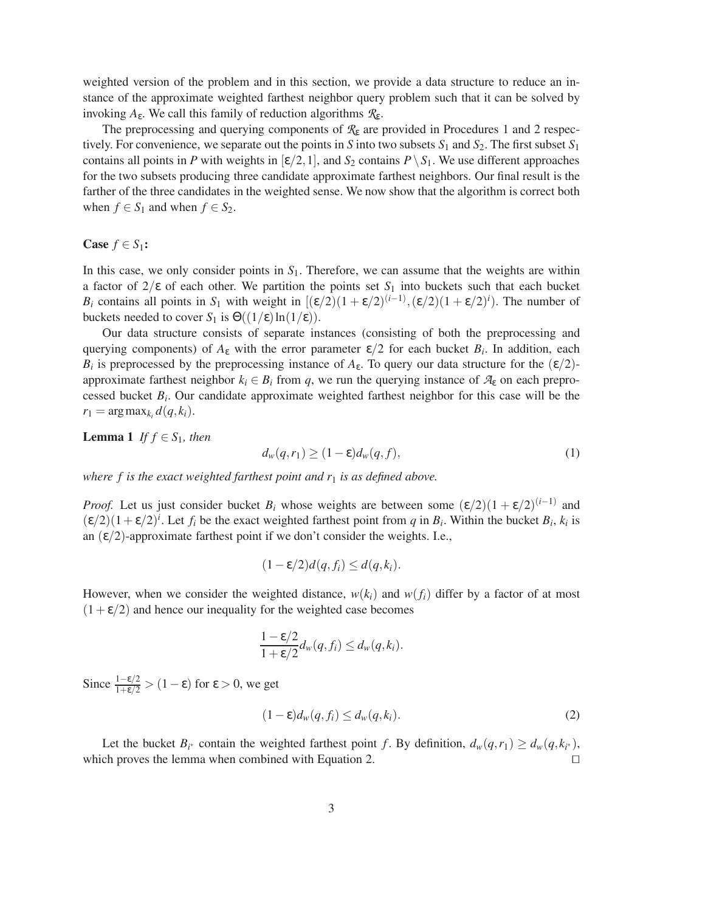weighted version of the problem and in this section, we provide a data structure to reduce an instance of the approximate weighted farthest neighbor query problem such that it can be solved by invoking $A_\varepsilon$. We call this family of reduction algorithms $\mathcal{R}_\varepsilon$.

The preprocessing and querying components of $\mathcal{R}_\varepsilon$ are provided in Procedures 1 and 2 respectively. For convenience, we separate out the points in $S$ into two subsets $S_1$ and $S_2$. The first subset $S_1$ contains all points in $P$ with weights in $[\varepsilon/2, 1]$, and $S_2$ contains $P \setminus S_1$. We use different approaches for the two subsets producing three candidate approximate farthest neighbors. Our final result is the farther of the three candidates in the weighted sense. We now show that the algorithm is correct both when $f \in S_1$ and when $f \in S_2$.

**Case $f \in S_1$:**

In this case, we only consider points in $S_1$. Therefore, we can assume that the weights are within a factor of $2/\varepsilon$ of each other. We partition the points set $S_1$ into buckets such that each bucket $B_i$ contains all points in $S_1$ with weight in $[(\varepsilon/2)(1+\varepsilon/2)^{(i-1)}, (\varepsilon/2)(1+\varepsilon/2)^i)$. The number of buckets needed to cover $S_1$ is $\Theta((1/\varepsilon)\ln(1/\varepsilon))$.

Our data structure consists of separate instances (consisting of both the preprocessing and querying components) of $A_\varepsilon$ with the error parameter $\varepsilon/2$ for each bucket $B_i$. In addition, each $B_i$ is preprocessed by the preprocessing instance of $A_\varepsilon$. To query our data structure for the $(\varepsilon/2)$-approximate farthest neighbor $k_i \in B_i$ from $q$, we run the querying instance of $\mathcal{A}_\varepsilon$ on each preprocessed bucket $B_i$. Our candidate approximate weighted farthest neighbor for this case will be the $r_1 = \arg\max_{k_i} d(q, k_i)$.

**Lemma 1** *If $f \in S_1$, then*

$$d_w(q, r_1) \geq (1-\varepsilon) d_w(q, f), \tag{1}$$

*where $f$ is the exact weighted farthest point and $r_1$ is as defined above.*

*Proof.* Let us just consider bucket $B_i$ whose weights are between some $(\varepsilon/2)(1+\varepsilon/2)^{(i-1)}$ and $(\varepsilon/2)(1+\varepsilon/2)^i$. Let $f_i$ be the exact weighted farthest point from $q$ in $B_i$. Within the bucket $B_i$, $k_i$ is an $(\varepsilon/2)$-approximate farthest point if we don't consider the weights. I.e.,

$$(1-\varepsilon/2) d(q, f_i) \leq d(q, k_i).$$

However, when we consider the weighted distance, $w(k_i)$ and $w(f_i)$ differ by a factor of at most $(1+\varepsilon/2)$ and hence our inequality for the weighted case becomes

$$\frac{1-\varepsilon/2}{1+\varepsilon/2} d_w(q, f_i) \leq d_w(q, k_i).$$

Since $\frac{1-\varepsilon/2}{1+\varepsilon/2} > (1-\varepsilon)$ for $\varepsilon > 0$, we get

$$(1-\varepsilon) d_w(q, f_i) \leq d_w(q, k_i). \tag{2}$$

Let the bucket $B_{i^*}$ contain the weighted farthest point $f$. By definition, $d_w(q, r_1) \geq d_w(q, k_{i^*})$, which proves the lemma when combined with Equation 2. $\square$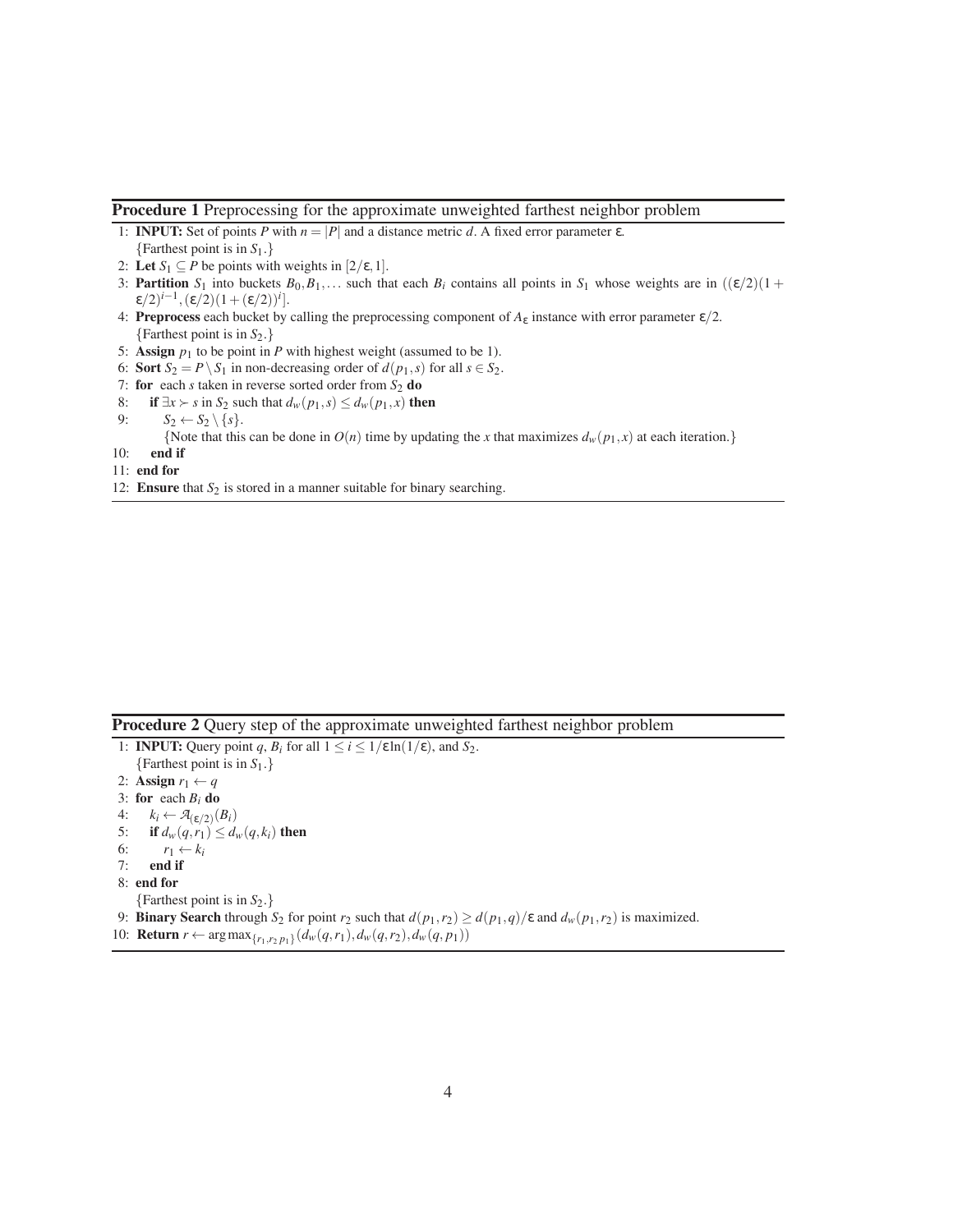**Procedure 1** Preprocessing for the approximate unweighted farthest neighbor problem

1: **INPUT:** Set of points $P$ with $n = |P|$ and a distance metric $d$. A fixed error parameter $\varepsilon$.
  {Farthest point is in $S_1$.}
2: **Let** $S_1 \subseteq P$ be points with weights in $[2/\varepsilon, 1]$.
3: **Partition** $S_1$ into buckets $B_0, B_1, \ldots$ such that each $B_i$ contains all points in $S_1$ whose weights are in $((\varepsilon/2)(1+\varepsilon/2)^{i-1}, (\varepsilon/2)(1+(\varepsilon/2))^i]$.
4: **Preprocess** each bucket by calling the preprocessing component of $A_\varepsilon$ instance with error parameter $\varepsilon/2$.
  {Farthest point is in $S_2$.}
5: **Assign** $p_1$ to be point in $P$ with highest weight (assumed to be 1).
6: **Sort** $S_2 = P \setminus S_1$ in non-decreasing order of $d(p_1, s)$ for all $s \in S_2$.
7: **for** each $s$ taken in reverse sorted order from $S_2$ **do**
8: &nbsp;&nbsp;&nbsp;&nbsp;**if** $\exists x \succ s$ in $S_2$ such that $d_w(p_1, s) \leq d_w(p_1, x)$ **then**
9: &nbsp;&nbsp;&nbsp;&nbsp;&nbsp;&nbsp;&nbsp;&nbsp;$S_2 \leftarrow S_2 \setminus \{s\}$.
  &nbsp;&nbsp;&nbsp;&nbsp;&nbsp;&nbsp;&nbsp;&nbsp;{Note that this can be done in $O(n)$ time by updating the $x$ that maximizes $d_w(p_1, x)$ at each iteration.}
10: &nbsp;&nbsp;&nbsp;&nbsp;**end if**
11: **end for**
12: **Ensure** that $S_2$ is stored in a manner suitable for binary searching.

**Procedure 2** Query step of the approximate unweighted farthest neighbor problem

1: **INPUT:** Query point $q$, $B_i$ for all $1 \leq i \leq 1/\varepsilon \ln(1/\varepsilon)$, and $S_2$.
  {Farthest point is in $S_1$.}
2: **Assign** $r_1 \leftarrow q$
3: **for** each $B_i$ **do**
4: &nbsp;&nbsp;&nbsp;&nbsp;$k_i \leftarrow \mathcal{A}_{(\varepsilon/2)}(B_i)$
5: &nbsp;&nbsp;&nbsp;&nbsp;**if** $d_w(q, r_1) \leq d_w(q, k_i)$ **then**
6: &nbsp;&nbsp;&nbsp;&nbsp;&nbsp;&nbsp;&nbsp;&nbsp;$r_1 \leftarrow k_i$
7: &nbsp;&nbsp;&nbsp;&nbsp;**end if**
8: **end for**
  {Farthest point is in $S_2$.}
9: **Binary Search** through $S_2$ for point $r_2$ such that $d(p_1, r_2) \geq d(p_1, q)/\varepsilon$ and $d_w(p_1, r_2)$ is maximized.
10: **Return** $r \leftarrow \arg\max_{\{r_1, r_2\, p_1\}}(d_w(q, r_1), d_w(q, r_2), d_w(q, p_1))$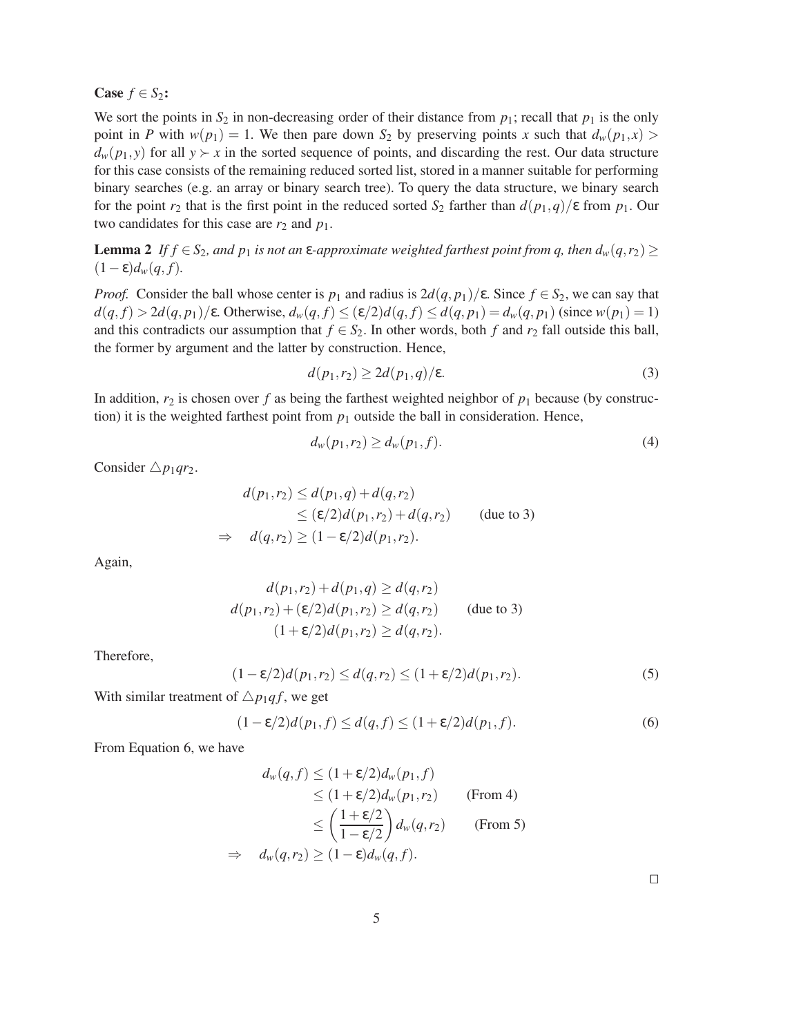**Case $f \in S_2$:**

We sort the points in $S_2$ in non-decreasing order of their distance from $p_1$; recall that $p_1$ is the only point in $P$ with $w(p_1) = 1$. We then pare down $S_2$ by preserving points $x$ such that $d_w(p_1, x) > d_w(p_1, y)$ for all $y \succ x$ in the sorted sequence of points, and discarding the rest. Our data structure for this case consists of the remaining reduced sorted list, stored in a manner suitable for performing binary searches (e.g. an array or binary search tree). To query the data structure, we binary search for the point $r_2$ that is the first point in the reduced sorted $S_2$ farther than $d(p_1, q)/\varepsilon$ from $p_1$. Our two candidates for this case are $r_2$ and $p_1$.

**Lemma 2** *If $f \in S_2$, and $p_1$ is not an $\varepsilon$-approximate weighted farthest point from $q$, then $d_w(q, r_2) \geq (1-\varepsilon) d_w(q, f)$.*

*Proof.* Consider the ball whose center is $p_1$ and radius is $2d(q, p_1)/\varepsilon$. Since $f \in S_2$, we can say that $d(q, f) > 2d(q, p_1)/\varepsilon$. Otherwise, $d_w(q, f) \leq (\varepsilon/2) d(q, f) \leq d(q, p_1) = d_w(q, p_1)$ (since $w(p_1) = 1$) and this contradicts our assumption that $f \in S_2$. In other words, both $f$ and $r_2$ fall outside this ball, the former by argument and the latter by construction. Hence,

$$d(p_1, r_2) \geq 2d(p_1, q)/\varepsilon. \tag{3}$$

In addition, $r_2$ is chosen over $f$ as being the farthest weighted neighbor of $p_1$ because (by construction) it is the weighted farthest point from $p_1$ outside the ball in consideration. Hence,

$$d_w(p_1, r_2) \geq d_w(p_1, f). \tag{4}$$

Consider $\triangle p_1 q r_2$.

$$\begin{aligned}
d(p_1, r_2) &\leq d(p_1, q) + d(q, r_2) \\
&\leq (\varepsilon/2) d(p_1, r_2) + d(q, r_2) \qquad \text{(due to 3)} \\
\Rightarrow \quad d(q, r_2) &\geq (1 - \varepsilon/2) d(p_1, r_2).
\end{aligned}$$

Again,

$$\begin{aligned}
d(p_1, r_2) + d(p_1, q) &\geq d(q, r_2) \\
d(p_1, r_2) + (\varepsilon/2) d(p_1, r_2) &\geq d(q, r_2) \qquad \text{(due to 3)} \\
(1 + \varepsilon/2) d(p_1, r_2) &\geq d(q, r_2).
\end{aligned}$$

Therefore,

$$(1 - \varepsilon/2) d(p_1, r_2) \leq d(q, r_2) \leq (1 + \varepsilon/2) d(p_1, r_2). \tag{5}$$

With similar treatment of $\triangle p_1 q f$, we get

$$(1 - \varepsilon/2) d(p_1, f) \leq d(q, f) \leq (1 + \varepsilon/2) d(p_1, f). \tag{6}$$

From Equation 6, we have

$$\begin{aligned}
d_w(q, f) &\leq (1 + \varepsilon/2) d_w(p_1, f) \\
&\leq (1 + \varepsilon/2) d_w(p_1, r_2) \qquad \text{(From 4)} \\
&\leq \left( \frac{1 + \varepsilon/2}{1 - \varepsilon/2} \right) d_w(q, r_2) \qquad \text{(From 5)} \\
\Rightarrow \quad d_w(q, r_2) &\geq (1 - \varepsilon) d_w(q, f).
\end{aligned}$$

□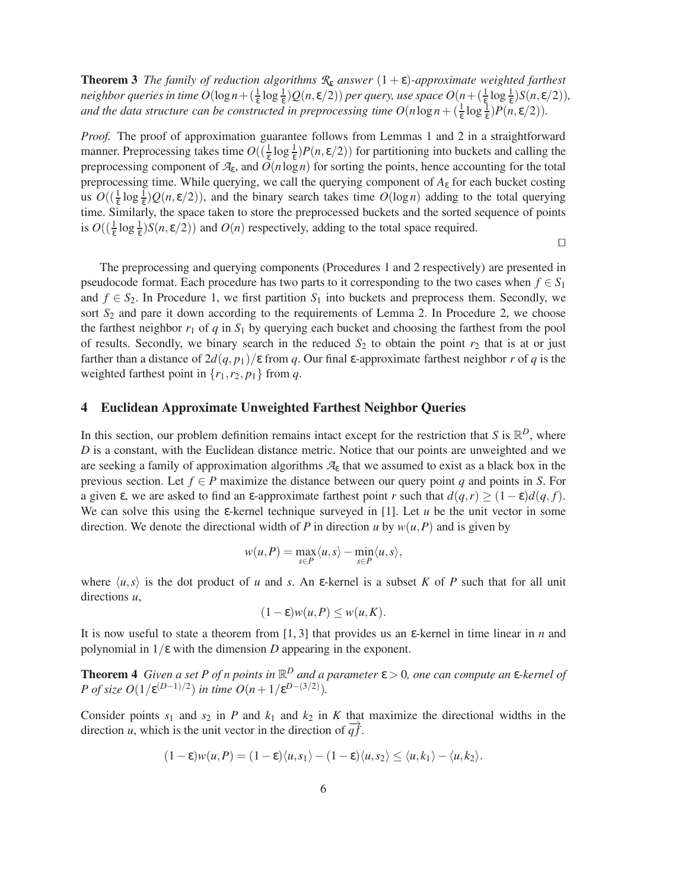**Theorem 3** *The family of reduction algorithms $\mathcal{R}_\varepsilon$ answer $(1+\varepsilon)$-approximate weighted farthest neighbor queries in time $O(\log n + (\frac{1}{\varepsilon}\log\frac{1}{\varepsilon})Q(n,\varepsilon/2))$ per query, use space $O(n+(\frac{1}{\varepsilon}\log\frac{1}{\varepsilon})S(n,\varepsilon/2))$, and the data structure can be constructed in preprocessing time $O(n\log n + (\frac{1}{\varepsilon}\log\frac{1}{\varepsilon})P(n,\varepsilon/2))$.*

*Proof.* The proof of approximation guarantee follows from Lemmas 1 and 2 in a straightforward manner. Preprocessing takes time $O((\frac{1}{\varepsilon}\log\frac{1}{\varepsilon})P(n,\varepsilon/2))$ for partitioning into buckets and calling the preprocessing component of $\mathcal{A}_\varepsilon$, and $O(n\log n)$ for sorting the points, hence accounting for the total preprocessing time. While querying, we call the querying component of $A_\varepsilon$ for each bucket costing us $O((\frac{1}{\varepsilon}\log\frac{1}{\varepsilon})Q(n,\varepsilon/2))$, and the binary search takes time $O(\log n)$ adding to the total querying time. Similarly, the space taken to store the preprocessed buckets and the sorted sequence of points is $O((\frac{1}{\varepsilon}\log\frac{1}{\varepsilon})S(n,\varepsilon/2))$ and $O(n)$ respectively, adding to the total space required.

□

The preprocessing and querying components (Procedures 1 and 2 respectively) are presented in pseudocode format. Each procedure has two parts to it corresponding to the two cases when $f \in S_1$ and $f \in S_2$. In Procedure 1, we first partition $S_1$ into buckets and preprocess them. Secondly, we sort $S_2$ and pare it down according to the requirements of Lemma 2. In Procedure 2, we choose the farthest neighbor $r_1$ of $q$ in $S_1$ by querying each bucket and choosing the farthest from the pool of results. Secondly, we binary search in the reduced $S_2$ to obtain the point $r_2$ that is at or just farther than a distance of $2d(q,p_1)/\varepsilon$ from $q$. Our final $\varepsilon$-approximate farthest neighbor $r$ of $q$ is the weighted farthest point in $\{r_1, r_2, p_1\}$ from $q$.

## 4 Euclidean Approximate Unweighted Farthest Neighbor Queries

In this section, our problem definition remains intact except for the restriction that $S$ is $\mathbb{R}^D$, where $D$ is a constant, with the Euclidean distance metric. Notice that our points are unweighted and we are seeking a family of approximation algorithms $\mathcal{A}_\varepsilon$ that we assumed to exist as a black box in the previous section. Let $f \in P$ maximize the distance between our query point $q$ and points in $S$. For a given $\varepsilon$, we are asked to find an $\varepsilon$-approximate farthest point $r$ such that $d(q,r) \geq (1-\varepsilon)d(q,f)$. We can solve this using the $\varepsilon$-kernel technique surveyed in [1]. Let $u$ be the unit vector in some direction. We denote the directional width of $P$ in direction $u$ by $w(u,P)$ and is given by

$$w(u,P) = \max_{s\in P}\langle u,s\rangle - \min_{s\in P}\langle u,s\rangle,$$

where $\langle u,s\rangle$ is the dot product of $u$ and $s$. An $\varepsilon$-kernel is a subset $K$ of $P$ such that for all unit directions $u$,

$$(1-\varepsilon)w(u,P) \leq w(u,K).$$

It is now useful to state a theorem from [1, 3] that provides us an $\varepsilon$-kernel in time linear in $n$ and polynomial in $1/\varepsilon$ with the dimension $D$ appearing in the exponent.

**Theorem 4** *Given a set $P$ of $n$ points in $\mathbb{R}^D$ and a parameter $\varepsilon > 0$, one can compute an $\varepsilon$-kernel of $P$ of size $O(1/\varepsilon^{(D-1)/2})$ in time $O(n + 1/\varepsilon^{D-(3/2)})$.*

Consider points $s_1$ and $s_2$ in $P$ and $k_1$ and $k_2$ in $K$ that maximize the directional widths in the direction $u$, which is the unit vector in the direction of $\overrightarrow{qf}$.

$$(1-\varepsilon)w(u,P) = (1-\varepsilon)\langle u,s_1\rangle - (1-\varepsilon)\langle u,s_2\rangle \leq \langle u,k_1\rangle - \langle u,k_2\rangle.$$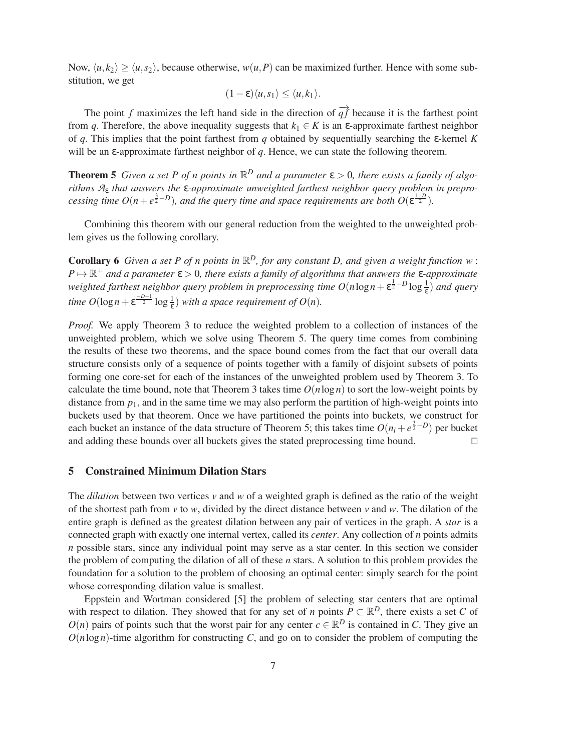Now, $\langle u, k_2 \rangle \geq \langle u, s_2 \rangle$, because otherwise, $w(u,P)$ can be maximized further. Hence with some substitution, we get

$$(1-\varepsilon)\langle u, s_1 \rangle \leq \langle u, k_1 \rangle.$$

The point $f$ maximizes the left hand side in the direction of $\overrightarrow{qf}$ because it is the farthest point from $q$. Therefore, the above inequality suggests that $k_1 \in K$ is an $\varepsilon$-approximate farthest neighbor of $q$. This implies that the point farthest from $q$ obtained by sequentially searching the $\varepsilon$-kernel $K$ will be an $\varepsilon$-approximate farthest neighbor of $q$. Hence, we can state the following theorem.

**Theorem 5** *Given a set $P$ of $n$ points in $\mathbb{R}^D$ and a parameter $\varepsilon > 0$, there exists a family of algorithms $\mathcal{A}_\varepsilon$ that answers the $\varepsilon$-approximate unweighted farthest neighbor query problem in preprocessing time $O(n + e^{\frac{3}{2}-D})$, and the query time and space requirements are both $O(\varepsilon^{\frac{1-D}{2}})$.*

Combining this theorem with our general reduction from the weighted to the unweighted problem gives us the following corollary.

**Corollary 6** *Given a set $P$ of $n$ points in $\mathbb{R}^D$, for any constant $D$, and given a weight function $w : P \mapsto \mathbb{R}^+$ and a parameter $\varepsilon > 0$, there exists a family of algorithms that answers the $\varepsilon$-approximate weighted farthest neighbor query problem in preprocessing time $O(n \log n + \varepsilon^{\frac{1}{2}-D} \log \frac{1}{\varepsilon})$ and query time $O(\log n + \varepsilon^{\frac{-D-1}{2}} \log \frac{1}{\varepsilon})$ with a space requirement of $O(n)$.*

*Proof.* We apply Theorem 3 to reduce the weighted problem to a collection of instances of the unweighted problem, which we solve using Theorem 5. The query time comes from combining the results of these two theorems, and the space bound comes from the fact that our overall data structure consists only of a sequence of points together with a family of disjoint subsets of points forming one core-set for each of the instances of the unweighted problem used by Theorem 3. To calculate the time bound, note that Theorem 3 takes time $O(n \log n)$ to sort the low-weight points by distance from $p_1$, and in the same time we may also perform the partition of high-weight points into buckets used by that theorem. Once we have partitioned the points into buckets, we construct for each bucket an instance of the data structure of Theorem 5; this takes time $O(n_i + e^{\frac{3}{2}-D})$ per bucket and adding these bounds over all buckets gives the stated preprocessing time bound. $\square$

## 5 Constrained Minimum Dilation Stars

The *dilation* between two vertices $v$ and $w$ of a weighted graph is defined as the ratio of the weight of the shortest path from $v$ to $w$, divided by the direct distance between $v$ and $w$. The dilation of the entire graph is defined as the greatest dilation between any pair of vertices in the graph. A *star* is a connected graph with exactly one internal vertex, called its *center*. Any collection of $n$ points admits $n$ possible stars, since any individual point may serve as a star center. In this section we consider the problem of computing the dilation of all of these $n$ stars. A solution to this problem provides the foundation for a solution to the problem of choosing an optimal center: simply search for the point whose corresponding dilation value is smallest.

Eppstein and Wortman considered [5] the problem of selecting star centers that are optimal with respect to dilation. They showed that for any set of $n$ points $P \subset \mathbb{R}^D$, there exists a set $C$ of $O(n)$ pairs of points such that the worst pair for any center $c \in \mathbb{R}^D$ is contained in $C$. They give an $O(n \log n)$-time algorithm for constructing $C$, and go on to consider the problem of computing the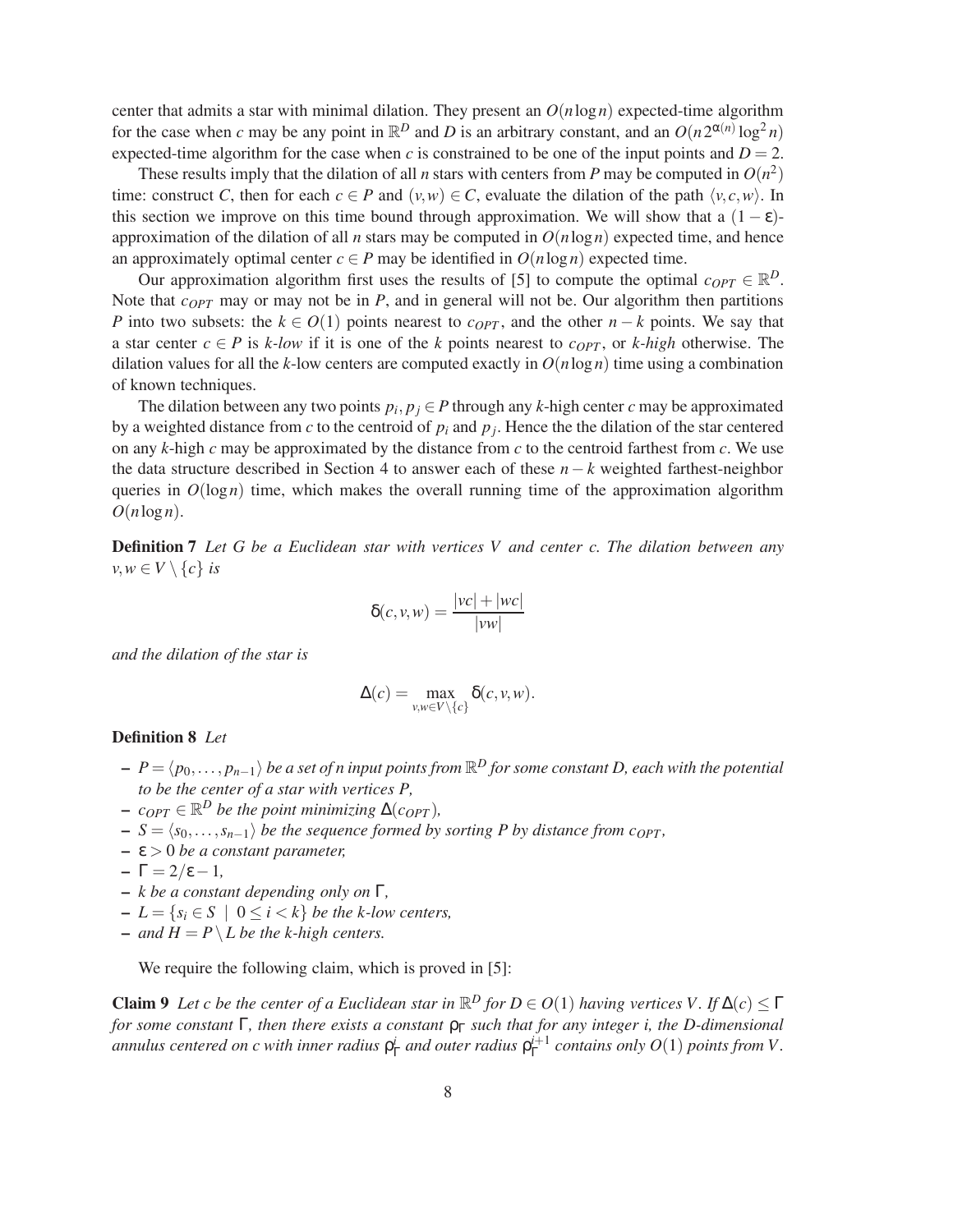center that admits a star with minimal dilation. They present an $O(n \log n)$ expected-time algorithm for the case when $c$ may be any point in $\mathbb{R}^D$ and $D$ is an arbitrary constant, and an $O(n 2^{\alpha(n)} \log^2 n)$ expected-time algorithm for the case when $c$ is constrained to be one of the input points and $D = 2$.

These results imply that the dilation of all $n$ stars with centers from $P$ may be computed in $O(n^2)$ time: construct $C$, then for each $c \in P$ and $(v, w) \in C$, evaluate the dilation of the path $\langle v, c, w \rangle$. In this section we improve on this time bound through approximation. We will show that a $(1 - \varepsilon)$-approximation of the dilation of all $n$ stars may be computed in $O(n \log n)$ expected time, and hence an approximately optimal center $c \in P$ may be identified in $O(n \log n)$ expected time.

Our approximation algorithm first uses the results of [5] to compute the optimal $c_{OPT} \in \mathbb{R}^D$. Note that $c_{OPT}$ may or may not be in $P$, and in general will not be. Our algorithm then partitions $P$ into two subsets: the $k \in O(1)$ points nearest to $c_{OPT}$, and the other $n - k$ points. We say that a star center $c \in P$ is *k-low* if it is one of the $k$ points nearest to $c_{OPT}$, or *k-high* otherwise. The dilation values for all the $k$-low centers are computed exactly in $O(n \log n)$ time using a combination of known techniques.

The dilation between any two points $p_i, p_j \in P$ through any $k$-high center $c$ may be approximated by a weighted distance from $c$ to the centroid of $p_i$ and $p_j$. Hence the the dilation of the star centered on any $k$-high $c$ may be approximated by the distance from $c$ to the centroid farthest from $c$. We use the data structure described in Section 4 to answer each of these $n - k$ weighted farthest-neighbor queries in $O(\log n)$ time, which makes the overall running time of the approximation algorithm $O(n \log n)$.

**Definition 7** *Let $G$ be a Euclidean star with vertices $V$ and center $c$. The dilation between any $v, w \in V \setminus \{c\}$ is*

$$\delta(c, v, w) = \frac{|vc| + |wc|}{|vw|}$$

*and the dilation of the star is*

$$\Delta(c) = \max_{v, w \in V \setminus \{c\}} \delta(c, v, w).$$

**Definition 8** *Let*

- *$P = \langle p_0, \ldots, p_{n-1} \rangle$ be a set of $n$ input points from $\mathbb{R}^D$ for some constant $D$, each with the potential to be the center of a star with vertices $P$,*
- *$c_{OPT} \in \mathbb{R}^D$ be the point minimizing $\Delta(c_{OPT})$,*
- *$S = \langle s_0, \ldots, s_{n-1} \rangle$ be the sequence formed by sorting $P$ by distance from $c_{OPT}$,*
- *$\varepsilon > 0$ be a constant parameter,*
- *$\Gamma = 2/\varepsilon - 1$,*
- *$k$ be a constant depending only on $\Gamma$,*
- *$L = \{s_i \in S \mid 0 \leq i < k\}$ be the $k$-low centers,*
- *and $H = P \setminus L$ be the $k$-high centers.*

We require the following claim, which is proved in [5]:

**Claim 9** *Let $c$ be the center of a Euclidean star in $\mathbb{R}^D$ for $D \in O(1)$ having vertices $V$. If $\Delta(c) \leq \Gamma$ for some constant $\Gamma$, then there exists a constant $\rho_\Gamma$ such that for any integer $i$, the $D$-dimensional annulus centered on $c$ with inner radius $\rho_\Gamma^i$ and outer radius $\rho_\Gamma^{i+1}$ contains only $O(1)$ points from $V$.*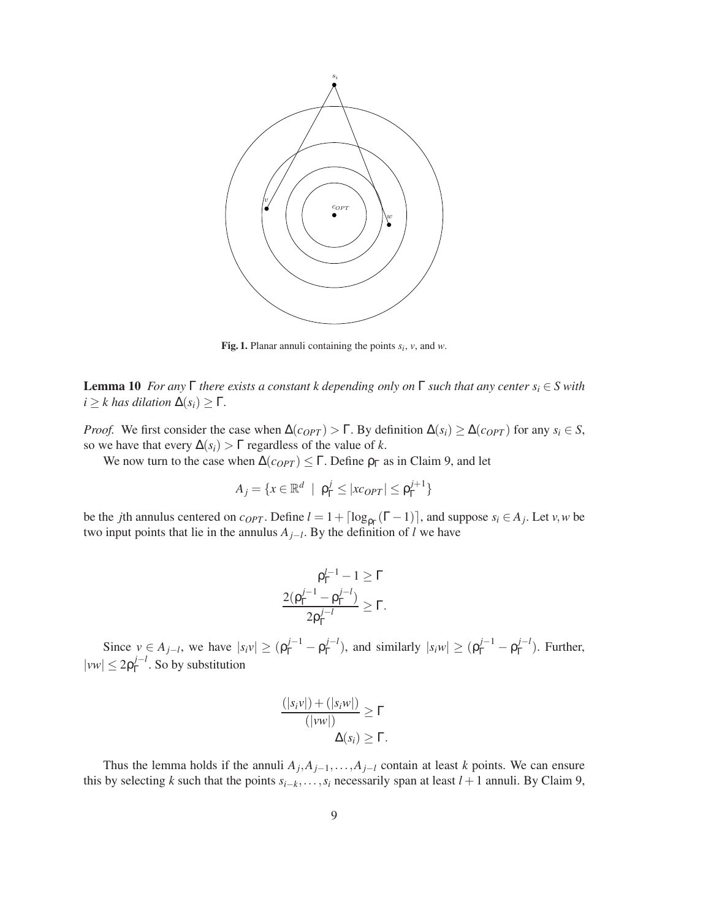**Fig. 1.** Planar annuli containing the points $s_i$, $v$, and $w$.

**Lemma 10** *For any $\Gamma$ there exists a constant $k$ depending only on $\Gamma$ such that any center $s_i \in S$ with $i \geq k$ has dilation $\Delta(s_i) \geq \Gamma$.*

*Proof.* We first consider the case when $\Delta(c_{OPT}) > \Gamma$. By definition $\Delta(s_i) \geq \Delta(c_{OPT})$ for any $s_i \in S$, so we have that every $\Delta(s_i) > \Gamma$ regardless of the value of $k$.

We now turn to the case when $\Delta(c_{OPT}) \leq \Gamma$. Define $\rho_\Gamma$ as in Claim 9, and let

$$A_j = \{x \in \mathbb{R}^d \ | \ \rho_\Gamma^j \leq |xc_{OPT}| \leq \rho_\Gamma^{j+1}\}$$

be the $j$th annulus centered on $c_{OPT}$. Define $l = 1 + \lceil \log_{\rho_\Gamma}(\Gamma - 1) \rceil$, and suppose $s_i \in A_j$. Let $v, w$ be two input points that lie in the annulus $A_{j-l}$. By the definition of $l$ we have

$$\rho_\Gamma^{l-1} - 1 \geq \Gamma$$
$$\frac{2(\rho_\Gamma^{j-1} - \rho_\Gamma^{j-l})}{2\rho_\Gamma^{j-l}} \geq \Gamma.$$

Since $v \in A_{j-l}$, we have $|s_i v| \geq (\rho_\Gamma^{j-1} - \rho_\Gamma^{j-l})$, and similarly $|s_i w| \geq (\rho_\Gamma^{j-1} - \rho_\Gamma^{j-l})$. Further, $|vw| \leq 2\rho_\Gamma^{j-l}$. So by substitution

$$\frac{(|s_i v|) + (|s_i w|)}{(|vw|)} \geq \Gamma$$
$$\Delta(s_i) \geq \Gamma.$$

Thus the lemma holds if the annuli $A_j, A_{j-1}, \ldots, A_{j-l}$ contain at least $k$ points. We can ensure this by selecting $k$ such that the points $s_{i-k}, \ldots, s_i$ necessarily span at least $l+1$ annuli. By Claim 9,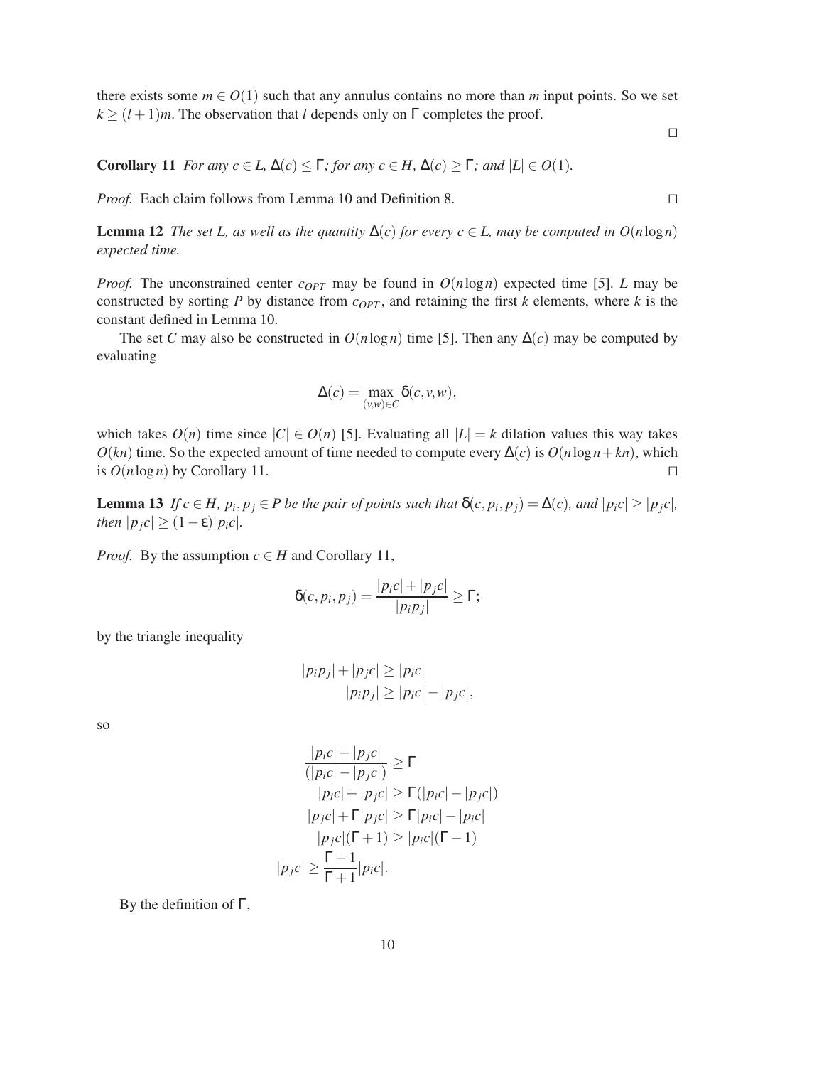there exists some $m \in O(1)$ such that any annulus contains no more than $m$ input points. So we set $k \geq (l+1)m$. The observation that $l$ depends only on $\Gamma$ completes the proof.

□

**Corollary 11** *For any $c \in L$, $\Delta(c) \leq \Gamma$; for any $c \in H$, $\Delta(c) \geq \Gamma$; and $|L| \in O(1)$.*

*Proof.* Each claim follows from Lemma 10 and Definition 8. □

**Lemma 12** *The set $L$, as well as the quantity $\Delta(c)$ for every $c \in L$, may be computed in $O(n \log n)$ expected time.*

*Proof.* The unconstrained center $c_{OPT}$ may be found in $O(n \log n)$ expected time [5]. $L$ may be constructed by sorting $P$ by distance from $c_{OPT}$, and retaining the first $k$ elements, where $k$ is the constant defined in Lemma 10.

The set $C$ may also be constructed in $O(n \log n)$ time [5]. Then any $\Delta(c)$ may be computed by evaluating

$$\Delta(c) = \max_{(v,w) \in C} \delta(c, v, w),$$

which takes $O(n)$ time since $|C| \in O(n)$ [5]. Evaluating all $|L| = k$ dilation values this way takes $O(kn)$ time. So the expected amount of time needed to compute every $\Delta(c)$ is $O(n \log n + kn)$, which is $O(n \log n)$ by Corollary 11. □

**Lemma 13** *If $c \in H$, $p_i, p_j \in P$ be the pair of points such that $\delta(c, p_i, p_j) = \Delta(c)$, and $|p_i c| \geq |p_j c|$, then $|p_j c| \geq (1 - \varepsilon)|p_i c|$.*

*Proof.* By the assumption $c \in H$ and Corollary 11,

$$\delta(c, p_i, p_j) = \frac{|p_i c| + |p_j c|}{|p_i p_j|} \geq \Gamma;$$

by the triangle inequality

$$\begin{aligned} |p_i p_j| + |p_j c| &\geq |p_i c| \\ |p_i p_j| &\geq |p_i c| - |p_j c|, \end{aligned}$$

so

$$\begin{aligned} \frac{|p_i c| + |p_j c|}{(|p_i c| - |p_j c|)} &\geq \Gamma \\ |p_i c| + |p_j c| &\geq \Gamma(|p_i c| - |p_j c|) \\ |p_j c| + \Gamma |p_j c| &\geq \Gamma |p_i c| - |p_i c| \\ |p_j c|(\Gamma + 1) &\geq |p_i c|(\Gamma - 1) \\ |p_j c| &\geq \frac{\Gamma - 1}{\Gamma + 1} |p_i c|. \end{aligned}$$

By the definition of $\Gamma$,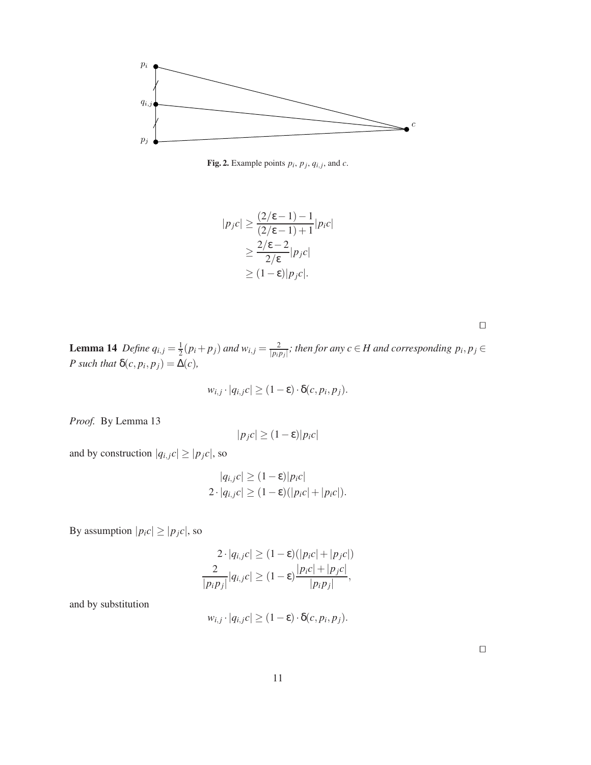Fig. 2. Example points $p_i$, $p_j$, $q_{i,j}$, and $c$.

$$
\begin{aligned}
|p_j c| &\geq \frac{(2/\varepsilon - 1) - 1}{(2/\varepsilon - 1) + 1} |p_i c| \\
&\geq \frac{2/\varepsilon - 2}{2/\varepsilon} |p_j c| \\
&\geq (1 - \varepsilon) |p_j c|.
\end{aligned}
$$

□

**Lemma 14** *Define $q_{i,j} = \frac{1}{2}(p_i + p_j)$ and $w_{i,j} = \frac{2}{|p_i p_j|}$; then for any $c \in H$ and corresponding $p_i, p_j \in P$ such that $\delta(c, p_i, p_j) = \Delta(c)$,*

$$
w_{i,j} \cdot |q_{i,j} c| \geq (1 - \varepsilon) \cdot \delta(c, p_i, p_j).
$$

*Proof.* By Lemma 13

$$
|p_j c| \geq (1 - \varepsilon) |p_i c|
$$

and by construction $|q_{i,j} c| \geq |p_j c|$, so

$$
\begin{aligned}
|q_{i,j} c| &\geq (1 - \varepsilon) |p_i c| \\
2 \cdot |q_{i,j} c| &\geq (1 - \varepsilon)(|p_i c| + |p_i c|).
\end{aligned}
$$

By assumption $|p_i c| \geq |p_j c|$, so

$$
\begin{aligned}
2 \cdot |q_{i,j} c| &\geq (1 - \varepsilon)(|p_i c| + |p_j c|) \\
\frac{2}{|p_i p_j|} |q_{i,j} c| &\geq (1 - \varepsilon) \frac{|p_i c| + |p_j c|}{|p_i p_j|},
\end{aligned}
$$

and by substitution

$$
w_{i,j} \cdot |q_{i,j} c| \geq (1 - \varepsilon) \cdot \delta(c, p_i, p_j).
$$

□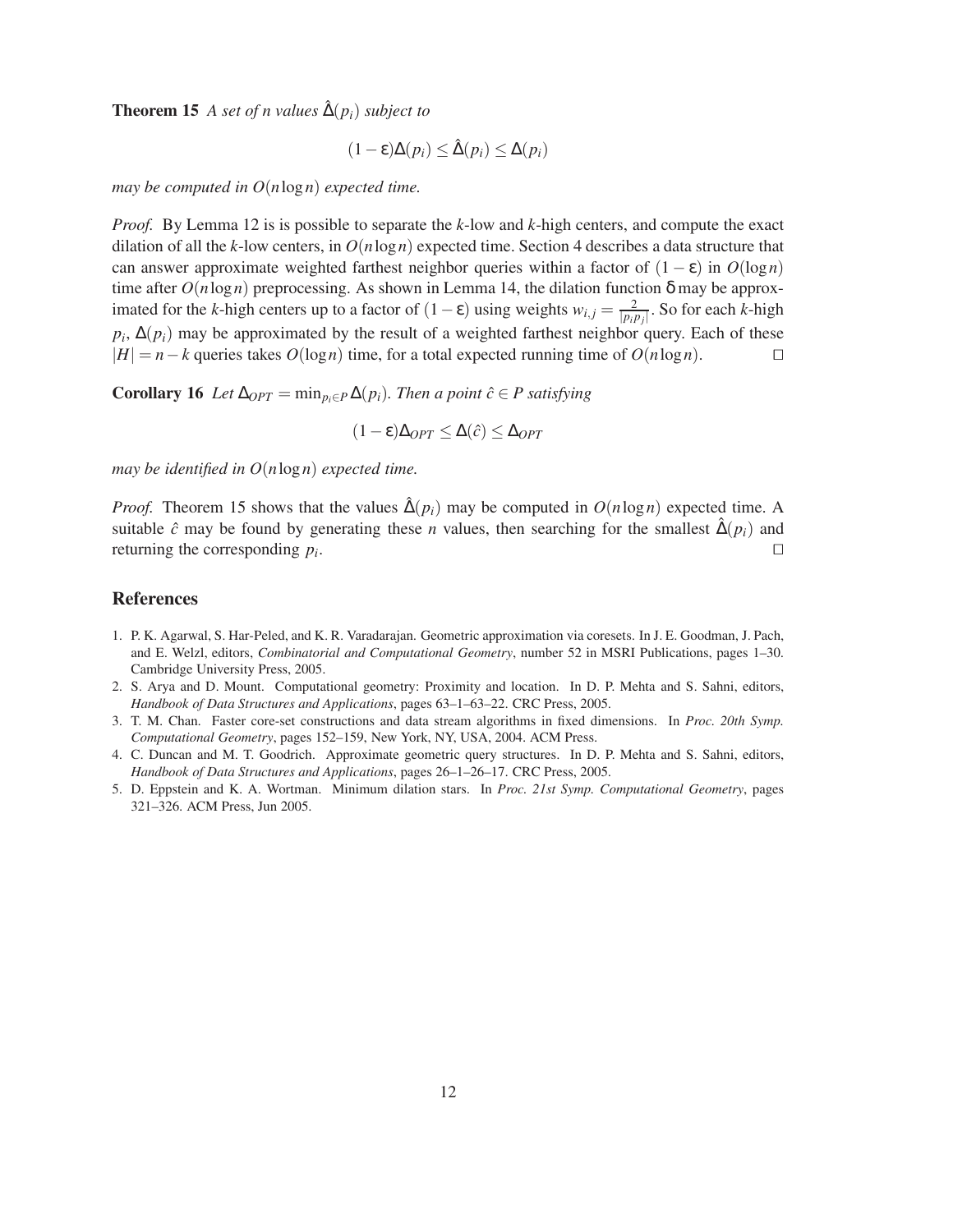**Theorem 15** *A set of n values $\hat{\Delta}(p_i)$ subject to*

$$(1-\varepsilon)\Delta(p_i) \leq \hat{\Delta}(p_i) \leq \Delta(p_i)$$

*may be computed in $O(n \log n)$ expected time.*

*Proof.* By Lemma 12 is is possible to separate the $k$-low and $k$-high centers, and compute the exact dilation of all the $k$-low centers, in $O(n \log n)$ expected time. Section 4 describes a data structure that can answer approximate weighted farthest neighbor queries within a factor of $(1-\varepsilon)$ in $O(\log n)$ time after $O(n \log n)$ preprocessing. As shown in Lemma 14, the dilation function $\delta$ may be approximated for the $k$-high centers up to a factor of $(1-\varepsilon)$ using weights $w_{i,j} = \frac{2}{|p_i p_j|}$. So for each $k$-high $p_i$, $\Delta(p_i)$ may be approximated by the result of a weighted farthest neighbor query. Each of these $|H| = n-k$ queries takes $O(\log n)$ time, for a total expected running time of $O(n \log n)$. □

**Corollary 16** *Let $\Delta_{OPT} = \min_{p_i \in P} \Delta(p_i)$. Then a point $\hat{c} \in P$ satisfying*

$$(1-\varepsilon)\Delta_{OPT} \leq \Delta(\hat{c}) \leq \Delta_{OPT}$$

*may be identified in $O(n \log n)$ expected time.*

*Proof.* Theorem 15 shows that the values $\hat{\Delta}(p_i)$ may be computed in $O(n \log n)$ expected time. A suitable $\hat{c}$ may be found by generating these $n$ values, then searching for the smallest $\hat{\Delta}(p_i)$ and returning the corresponding $p_i$. □

## References

1. P. K. Agarwal, S. Har-Peled, and K. R. Varadarajan. Geometric approximation via coresets. In J. E. Goodman, J. Pach, and E. Welzl, editors, *Combinatorial and Computational Geometry*, number 52 in MSRI Publications, pages 1–30. Cambridge University Press, 2005.
2. S. Arya and D. Mount. Computational geometry: Proximity and location. In D. P. Mehta and S. Sahni, editors, *Handbook of Data Structures and Applications*, pages 63–1–63–22. CRC Press, 2005.
3. T. M. Chan. Faster core-set constructions and data stream algorithms in fixed dimensions. In *Proc. 20th Symp. Computational Geometry*, pages 152–159, New York, NY, USA, 2004. ACM Press.
4. C. Duncan and M. T. Goodrich. Approximate geometric query structures. In D. P. Mehta and S. Sahni, editors, *Handbook of Data Structures and Applications*, pages 26–1–26–17. CRC Press, 2005.
5. D. Eppstein and K. A. Wortman. Minimum dilation stars. In *Proc. 21st Symp. Computational Geometry*, pages 321–326. ACM Press, Jun 2005.